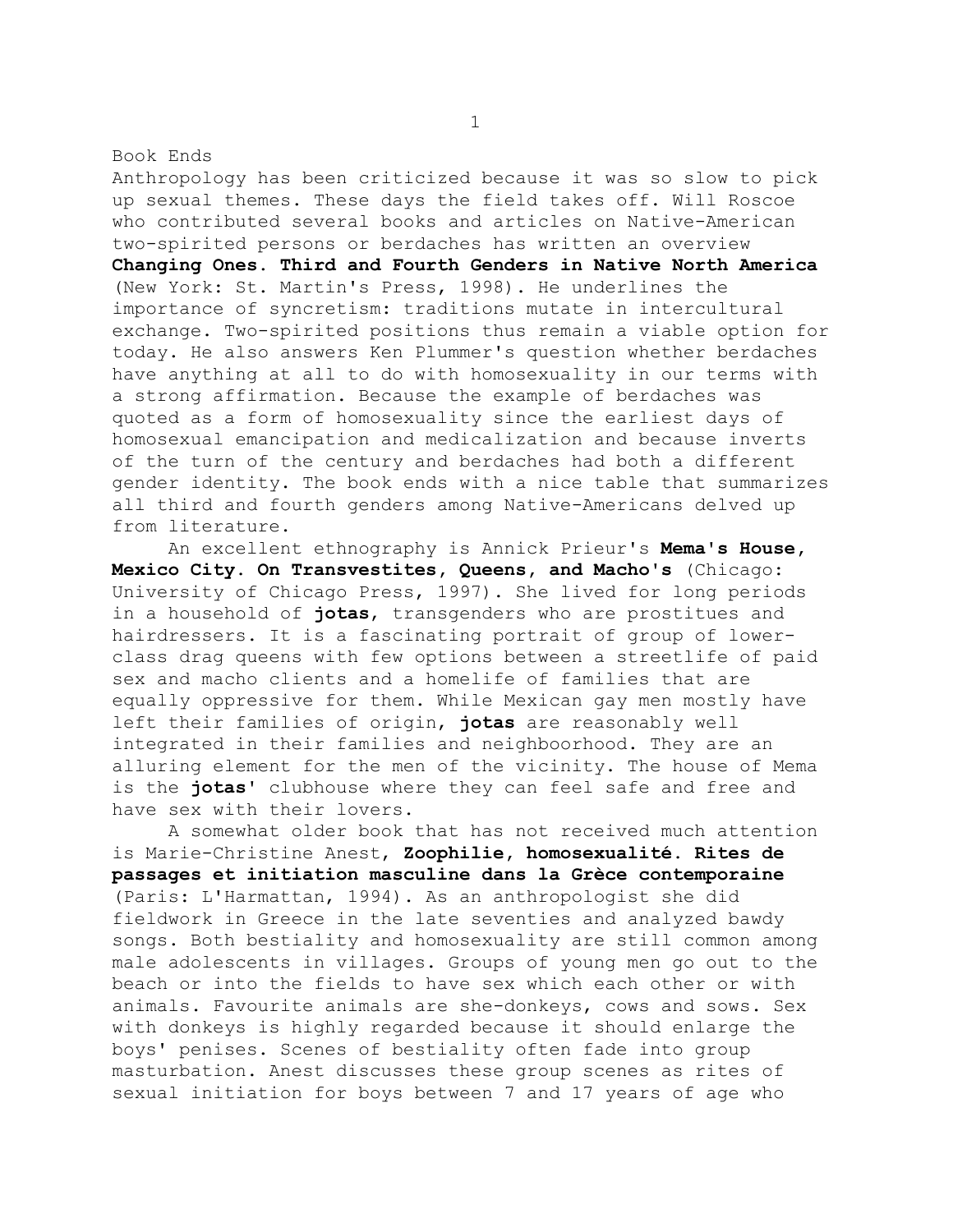Book Ends

Anthropology has been criticized because it was so slow to pick up sexual themes. These days the field takes off. Will Roscoe who contributed several books and articles on Native-American two-spirited persons or berdaches has written an overview **Changing Ones. Third and Fourth Genders in Native North America** (New York: St. Martin's Press, 1998). He underlines the importance of syncretism: traditions mutate in intercultural exchange. Two-spirited positions thus remain a viable option for today. He also answers Ken Plummer's question whether berdaches have anything at all to do with homosexuality in our terms with a strong affirmation. Because the example of berdaches was quoted as a form of homosexuality since the earliest days of homosexual emancipation and medicalization and because inverts of the turn of the century and berdaches had both a different gender identity. The book ends with a nice table that summarizes all third and fourth genders among Native-Americans delved up from literature.

An excellent ethnography is Annick Prieur's **Mema's House, Mexico City. On Transvestites, Queens, and Macho's** (Chicago: University of Chicago Press, 1997). She lived for long periods in a household of **jotas**, transgenders who are prostitues and hairdressers. It is a fascinating portrait of group of lower-class drag queens with few options between a streetlife of paid sex and macho clients and a homelife of families that are equally oppressive for them. While Mexican gay men mostly have left their families of origin, **jotas** are reasonably well integrated in their families and neighboorhood. They are an alluring element for the men of the vicinity. The house of Mema is the **jotas'** clubhouse where they can feel safe and free and have sex with their lovers.

A somewhat older book that has not received much attention is Marie-Christine Anest, **Zoophilie, homosexualité. Rites de passages et initiation masculine dans la Grèce contemporaine** (Paris: L'Harmattan, 1994). As an anthropologist she did fieldwork in Greece in the late seventies and analyzed bawdy songs. Both bestiality and homosexuality are still common among male adolescents in villages. Groups of young men go out to the beach or into the fields to have sex which each other or with animals. Favourite animals are she-donkeys, cows and sows. Sex with donkeys is highly regarded because it should enlarge the boys' penises. Scenes of bestiality often fade into group masturbation. Anest discusses these group scenes as rites of sexual initiation for boys between 7 and 17 years of age who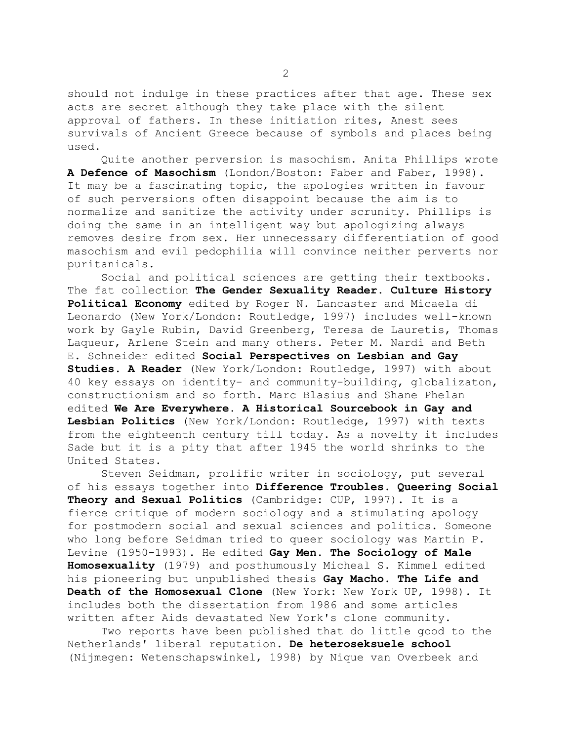should not indulge in these practices after that age. These sex acts are secret although they take place with the silent approval of fathers. In these initiation rites, Anest sees survivals of Ancient Greece because of symbols and places being used.

Quite another perversion is masochism. Anita Phillips wrote **A Defence of Masochism** (London/Boston: Faber and Faber, 1998). It may be a fascinating topic, the apologies written in favour of such perversions often disappoint because the aim is to normalize and sanitize the activity under scrunity. Phillips is doing the same in an intelligent way but apologizing always removes desire from sex. Her unnecessary differentiation of good masochism and evil pedophilia will convince neither perverts nor puritanicals.

Social and political sciences are getting their textbooks. The fat collection **The Gender Sexuality Reader. Culture History Political Economy** edited by Roger N. Lancaster and Micaela di Leonardo (New York/London: Routledge, 1997) includes well-known work by Gayle Rubin, David Greenberg, Teresa de Lauretis, Thomas Laqueur, Arlene Stein and many others. Peter M. Nardi and Beth E. Schneider edited **Social Perspectives on Lesbian and Gay Studies. A Reader** (New York/London: Routledge, 1997) with about 40 key essays on identity- and community-building, globalizaton, constructionism and so forth. Marc Blasius and Shane Phelan edited **We Are Everywhere. A Historical Sourcebook in Gay and Lesbian Politics** (New York/London: Routledge, 1997) with texts from the eighteenth century till today. As a novelty it includes Sade but it is a pity that after 1945 the world shrinks to the United States.

Steven Seidman, prolific writer in sociology, put several of his essays together into **Difference Troubles. Queering Social Theory and Sexual Politics** (Cambridge: CUP, 1997). It is a fierce critique of modern sociology and a stimulating apology for postmodern social and sexual sciences and politics. Someone who long before Seidman tried to queer sociology was Martin P. Levine (1950-1993). He edited **Gay Men. The Sociology of Male Homosexuality** (1979) and posthumously Micheal S. Kimmel edited his pioneering but unpublished thesis **Gay Macho. The Life and Death of the Homosexual Clone** (New York: New York UP, 1998). It includes both the dissertation from 1986 and some articles written after Aids devastated New York's clone community.

Two reports have been published that do little good to the Netherlands' liberal reputation. **De heteroseksuele school** (Nijmegen: Wetenschapswinkel, 1998) by Nique van Overbeek and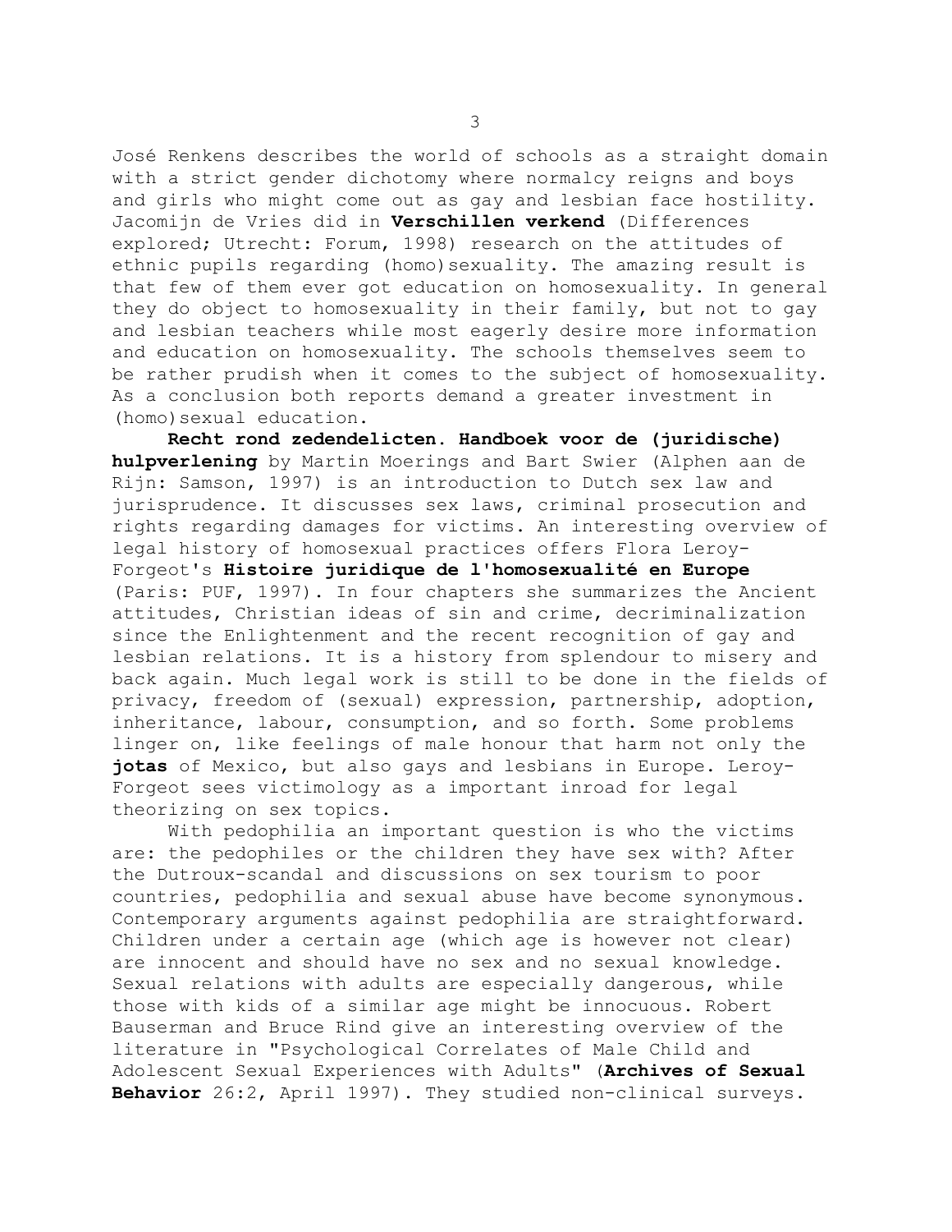José Renkens describes the world of schools as a straight domain with a strict gender dichotomy where normalcy reigns and boys and girls who might come out as gay and lesbian face hostility. Jacomijn de Vries did in **Verschillen verkend** (Differences explored; Utrecht: Forum, 1998) research on the attitudes of ethnic pupils regarding (homo)sexuality. The amazing result is that few of them ever got education on homosexuality. In general they do object to homosexuality in their family, but not to gay and lesbian teachers while most eagerly desire more information and education on homosexuality. The schools themselves seem to be rather prudish when it comes to the subject of homosexuality. As a conclusion both reports demand a greater investment in (homo)sexual education.

**Recht rond zedendelicten. Handboek voor de (juridische) hulpverlening** by Martin Moerings and Bart Swier (Alphen aan de Rijn: Samson, 1997) is an introduction to Dutch sex law and jurisprudence. It discusses sex laws, criminal prosecution and rights regarding damages for victims. An interesting overview of legal history of homosexual practices offers Flora Leroy-Forgeot's **Histoire juridique de l'homosexualité en Europe** (Paris: PUF, 1997). In four chapters she summarizes the Ancient attitudes, Christian ideas of sin and crime, decriminalization since the Enlightenment and the recent recognition of gay and lesbian relations. It is a history from splendour to misery and back again. Much legal work is still to be done in the fields of privacy, freedom of (sexual) expression, partnership, adoption, inheritance, labour, consumption, and so forth. Some problems linger on, like feelings of male honour that harm not only the **jotas** of Mexico, but also gays and lesbians in Europe. Leroy-Forgeot sees victimology as a important inroad for legal theorizing on sex topics.

With pedophilia an important question is who the victims are: the pedophiles or the children they have sex with? After the Dutroux-scandal and discussions on sex tourism to poor countries, pedophilia and sexual abuse have become synonymous. Contemporary arguments against pedophilia are straightforward. Children under a certain age (which age is however not clear) are innocent and should have no sex and no sexual knowledge. Sexual relations with adults are especially dangerous, while those with kids of a similar age might be innocuous. Robert Bauserman and Bruce Rind give an interesting overview of the literature in "Psychological Correlates of Male Child and Adolescent Sexual Experiences with Adults" (**Archives of Sexual Behavior** 26:2, April 1997). They studied non-clinical surveys.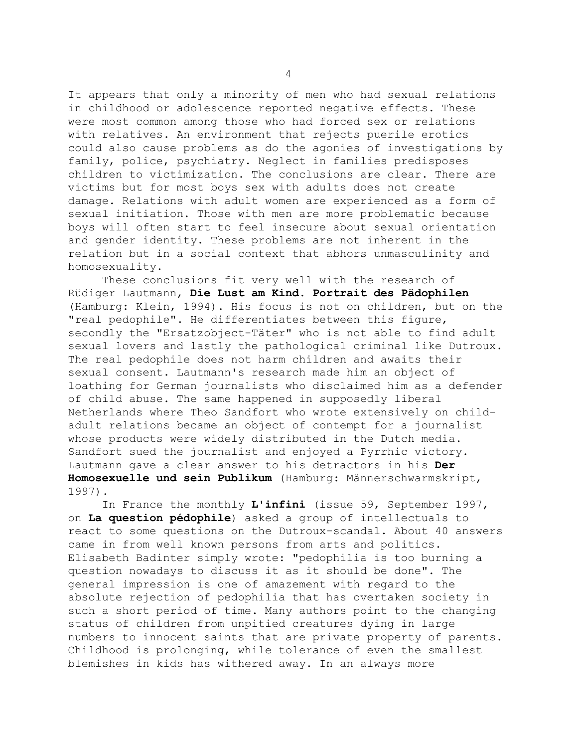It appears that only a minority of men who had sexual relations in childhood or adolescence reported negative effects. These were most common among those who had forced sex or relations with relatives. An environment that rejects puerile erotics could also cause problems as do the agonies of investigations by family, police, psychiatry. Neglect in families predisposes children to victimization. The conclusions are clear. There are victims but for most boys sex with adults does not create damage. Relations with adult women are experienced as a form of sexual initiation. Those with men are more problematic because boys will often start to feel insecure about sexual orientation and gender identity. These problems are not inherent in the relation but in a social context that abhors unmasculinity and homosexuality.

These conclusions fit very well with the research of Rüdiger Lautmann, **Die Lust am Kind. Portrait des Pädophilen** (Hamburg: Klein, 1994). His focus is not on children, but on the "real pedophile". He differentiates between this figure, secondly the "Ersatzobject-Täter" who is not able to find adult sexual lovers and lastly the pathological criminal like Dutroux. The real pedophile does not harm children and awaits their sexual consent. Lautmann's research made him an object of loathing for German journalists who disclaimed him as a defender of child abuse. The same happened in supposedly liberal Netherlands where Theo Sandfort who wrote extensively on child-adult relations became an object of contempt for a journalist whose products were widely distributed in the Dutch media. Sandfort sued the journalist and enjoyed a Pyrrhic victory. Lautmann gave a clear answer to his detractors in his **Der Homosexuelle und sein Publikum** (Hamburg: Männerschwarmskript, 1997).

In France the monthly **L'infini** (issue 59, September 1997, on **La question pédophile**) asked a group of intellectuals to react to some questions on the Dutroux-scandal. About 40 answers came in from well known persons from arts and politics. Elisabeth Badinter simply wrote: "pedophilia is too burning a question nowadays to discuss it as it should be done". The general impression is one of amazement with regard to the absolute rejection of pedophilia that has overtaken society in such a short period of time. Many authors point to the changing status of children from unpitied creatures dying in large numbers to innocent saints that are private property of parents. Childhood is prolonging, while tolerance of even the smallest blemishes in kids has withered away. In an always more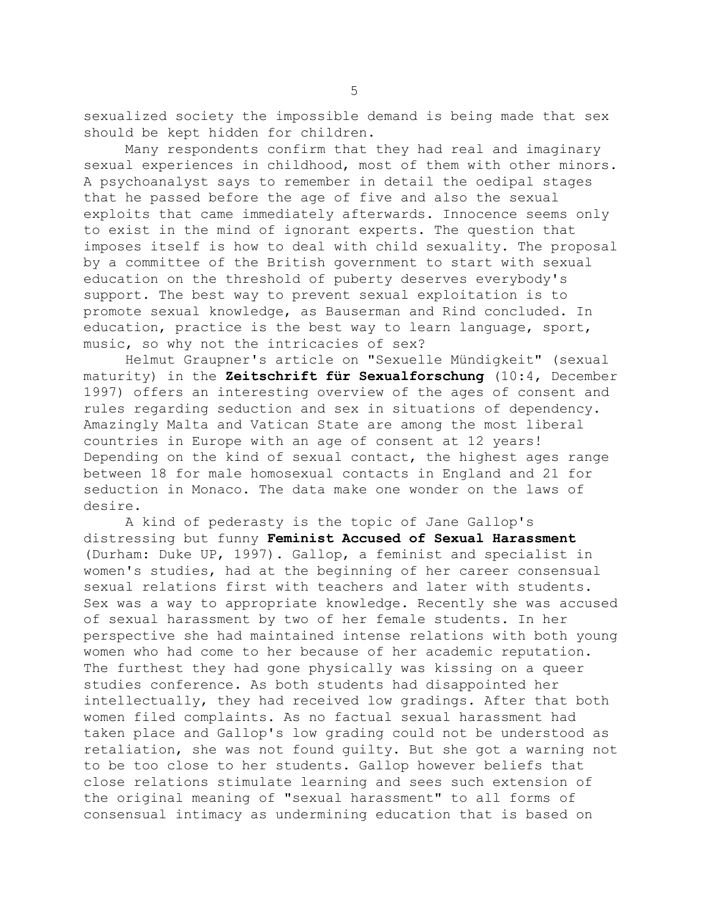sexualized society the impossible demand is being made that sex should be kept hidden for children.

Many respondents confirm that they had real and imaginary sexual experiences in childhood, most of them with other minors. A psychoanalyst says to remember in detail the oedipal stages that he passed before the age of five and also the sexual exploits that came immediately afterwards. Innocence seems only to exist in the mind of ignorant experts. The question that imposes itself is how to deal with child sexuality. The proposal by a committee of the British government to start with sexual education on the threshold of puberty deserves everybody's support. The best way to prevent sexual exploitation is to promote sexual knowledge, as Bauserman and Rind concluded. In education, practice is the best way to learn language, sport, music, so why not the intricacies of sex?

Helmut Graupner's article on "Sexuelle Mündigkeit" (sexual maturity) in the **Zeitschrift für Sexualforschung** (10:4, December 1997) offers an interesting overview of the ages of consent and rules regarding seduction and sex in situations of dependency. Amazingly Malta and Vatican State are among the most liberal countries in Europe with an age of consent at 12 years! Depending on the kind of sexual contact, the highest ages range between 18 for male homosexual contacts in England and 21 for seduction in Monaco. The data make one wonder on the laws of desire.

A kind of pederasty is the topic of Jane Gallop's distressing but funny **Feminist Accused of Sexual Harassment** (Durham: Duke UP, 1997). Gallop, a feminist and specialist in women's studies, had at the beginning of her career consensual sexual relations first with teachers and later with students. Sex was a way to appropriate knowledge. Recently she was accused of sexual harassment by two of her female students. In her perspective she had maintained intense relations with both young women who had come to her because of her academic reputation. The furthest they had gone physically was kissing on a queer studies conference. As both students had disappointed her intellectually, they had received low gradings. After that both women filed complaints. As no factual sexual harassment had taken place and Gallop's low grading could not be understood as retaliation, she was not found guilty. But she got a warning not to be too close to her students. Gallop however beliefs that close relations stimulate learning and sees such extension of the original meaning of "sexual harassment" to all forms of consensual intimacy as undermining education that is based on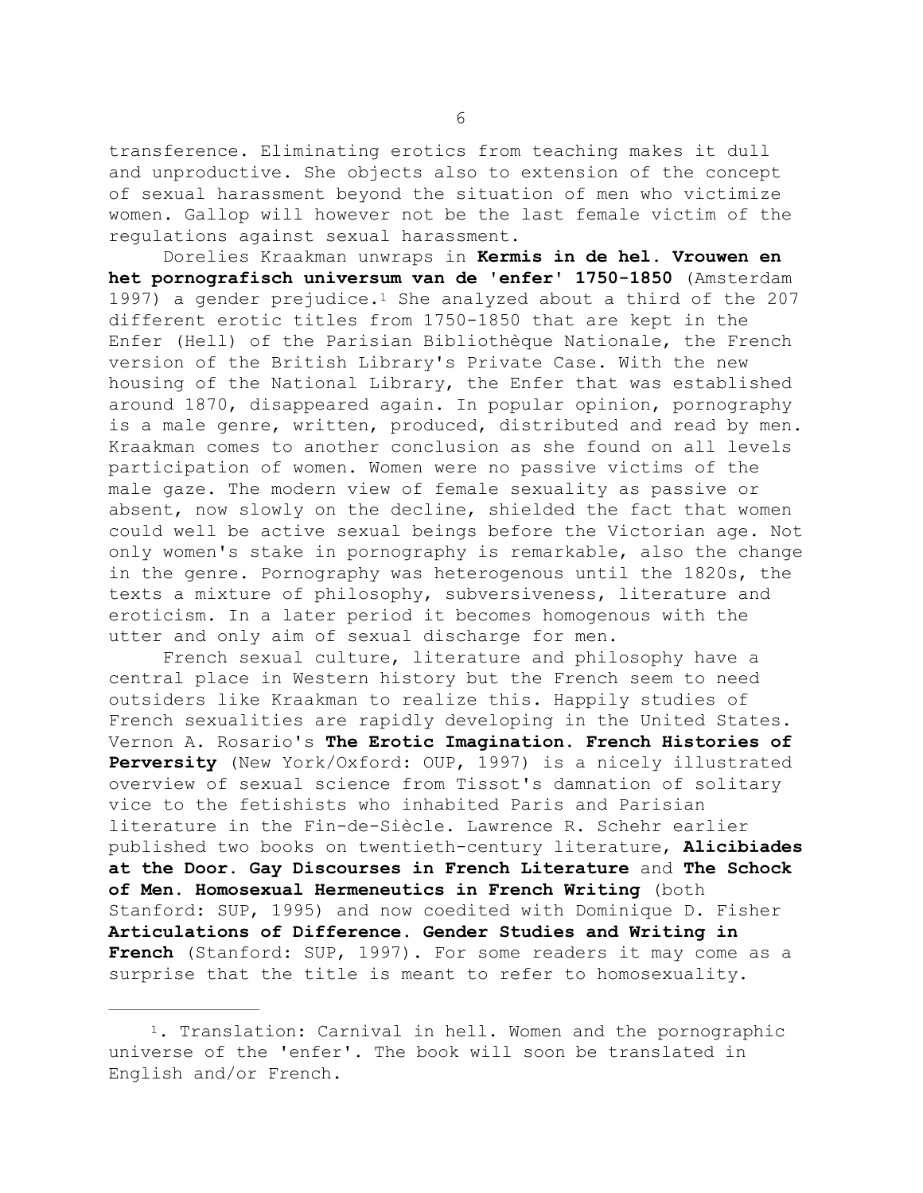transference. Eliminating erotics from teaching makes it dull and unproductive. She objects also to extension of the concept of sexual harassment beyond the situation of men who victimize women. Gallop will however not be the last female victim of the regulations against sexual harassment.

Dorelies Kraakman unwraps in **Kermis in de hel. Vrouwen en het pornografisch universum van de 'enfer' 1750-1850** (Amsterdam 1997) a gender prejudice.[1] She analyzed about a third of the 207 different erotic titles from 1750-1850 that are kept in the Enfer (Hell) of the Parisian Bibliothèque Nationale, the French version of the British Library's Private Case. With the new housing of the National Library, the Enfer that was established around 1870, disappeared again. In popular opinion, pornography is a male genre, written, produced, distributed and read by men. Kraakman comes to another conclusion as she found on all levels participation of women. Women were no passive victims of the male gaze. The modern view of female sexuality as passive or absent, now slowly on the decline, shielded the fact that women could well be active sexual beings before the Victorian age. Not only women's stake in pornography is remarkable, also the change in the genre. Pornography was heterogenous until the 1820s, the texts a mixture of philosophy, subversiveness, literature and eroticism. In a later period it becomes homogenous with the utter and only aim of sexual discharge for men.

French sexual culture, literature and philosophy have a central place in Western history but the French seem to need outsiders like Kraakman to realize this. Happily studies of French sexualities are rapidly developing in the United States. Vernon A. Rosario's **The Erotic Imagination. French Histories of Perversity** (New York/Oxford: OUP, 1997) is a nicely illustrated overview of sexual science from Tissot's damnation of solitary vice to the fetishists who inhabited Paris and Parisian literature in the Fin-de-Siècle. Lawrence R. Schehr earlier published two books on twentieth-century literature, **Alicibiades at the Door. Gay Discourses in French Literature** and **The Schock of Men. Homosexual Hermeneutics in French Writing** (both Stanford: SUP, 1995) and now coedited with Dominique D. Fisher **Articulations of Difference. Gender Studies and Writing in French** (Stanford: SUP, 1997). For some readers it may come as a surprise that the title is meant to refer to homosexuality.

---

[1]. Translation: Carnival in hell. Women and the pornographic universe of the 'enfer'. The book will soon be translated in English and/or French.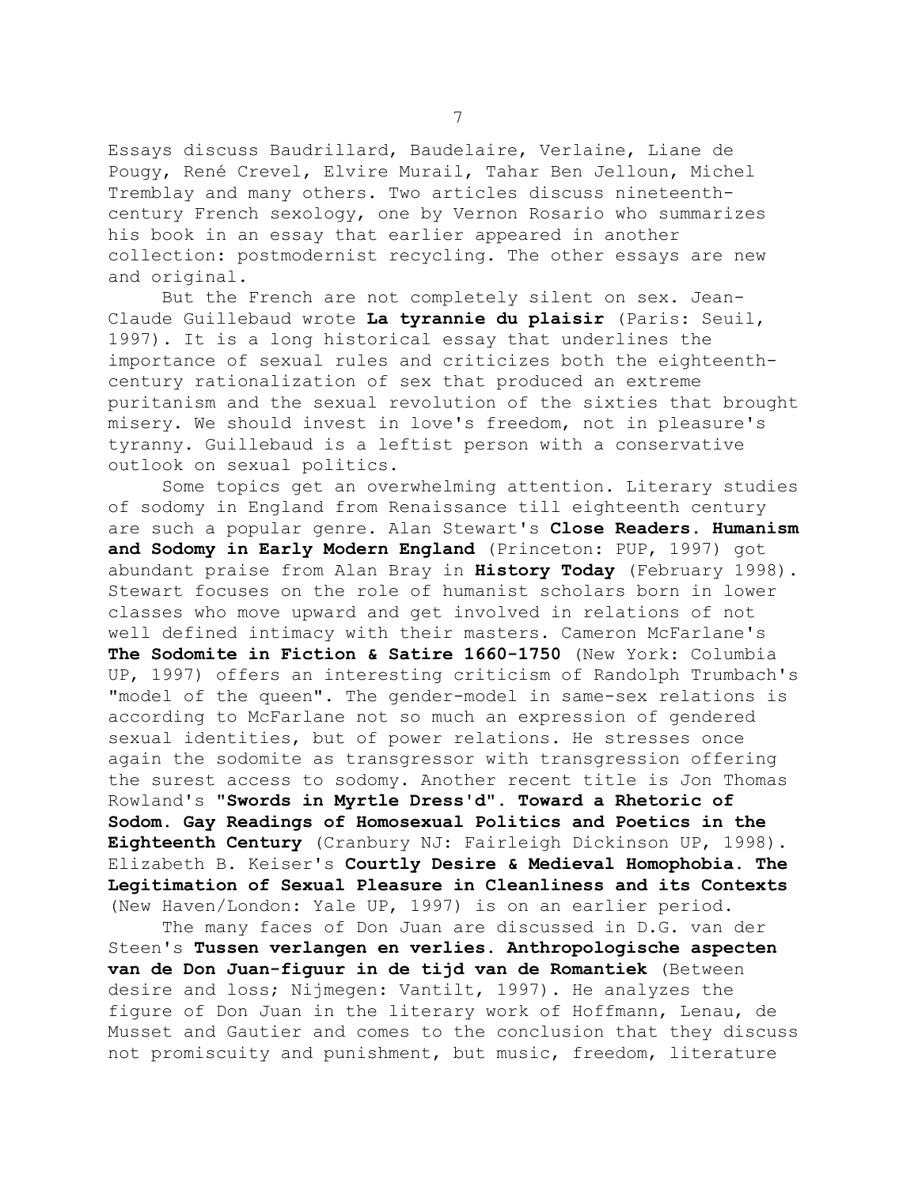Essays discuss Baudrillard, Baudelaire, Verlaine, Liane de Pougy, René Crevel, Elvire Murail, Tahar Ben Jelloun, Michel Tremblay and many others. Two articles discuss nineteenth-century French sexology, one by Vernon Rosario who summarizes his book in an essay that earlier appeared in another collection: postmodernist recycling. The other essays are new and original.

But the French are not completely silent on sex. Jean-Claude Guillebaud wrote **La tyrannie du plaisir** (Paris: Seuil, 1997). It is a long historical essay that underlines the importance of sexual rules and criticizes both the eighteenth-century rationalization of sex that produced an extreme puritanism and the sexual revolution of the sixties that brought misery. We should invest in love's freedom, not in pleasure's tyranny. Guillebaud is a leftist person with a conservative outlook on sexual politics.

Some topics get an overwhelming attention. Literary studies of sodomy in England from Renaissance till eighteenth century are such a popular genre. Alan Stewart's **Close Readers. Humanism and Sodomy in Early Modern England** (Princeton: PUP, 1997) got abundant praise from Alan Bray in **History Today** (February 1998). Stewart focuses on the role of humanist scholars born in lower classes who move upward and get involved in relations of not well defined intimacy with their masters. Cameron McFarlane's **The Sodomite in Fiction & Satire 1660-1750** (New York: Columbia UP, 1997) offers an interesting criticism of Randolph Trumbach's "model of the queen". The gender-model in same-sex relations is according to McFarlane not so much an expression of gendered sexual identities, but of power relations. He stresses once again the sodomite as transgressor with transgression offering the surest access to sodomy. Another recent title is Jon Thomas Rowland's **"Swords in Myrtle Dress'd". Toward a Rhetoric of Sodom. Gay Readings of Homosexual Politics and Poetics in the Eighteenth Century** (Cranbury NJ: Fairleigh Dickinson UP, 1998). Elizabeth B. Keiser's **Courtly Desire & Medieval Homophobia. The Legitimation of Sexual Pleasure in Cleanliness and its Contexts** (New Haven/London: Yale UP, 1997) is on an earlier period.

The many faces of Don Juan are discussed in D.G. van der Steen's **Tussen verlangen en verlies. Anthropologische aspecten van de Don Juan-figuur in de tijd van de Romantiek** (Between desire and loss; Nijmegen: Vantilt, 1997). He analyzes the figure of Don Juan in the literary work of Hoffmann, Lenau, de Musset and Gautier and comes to the conclusion that they discuss not promiscuity and punishment, but music, freedom, literature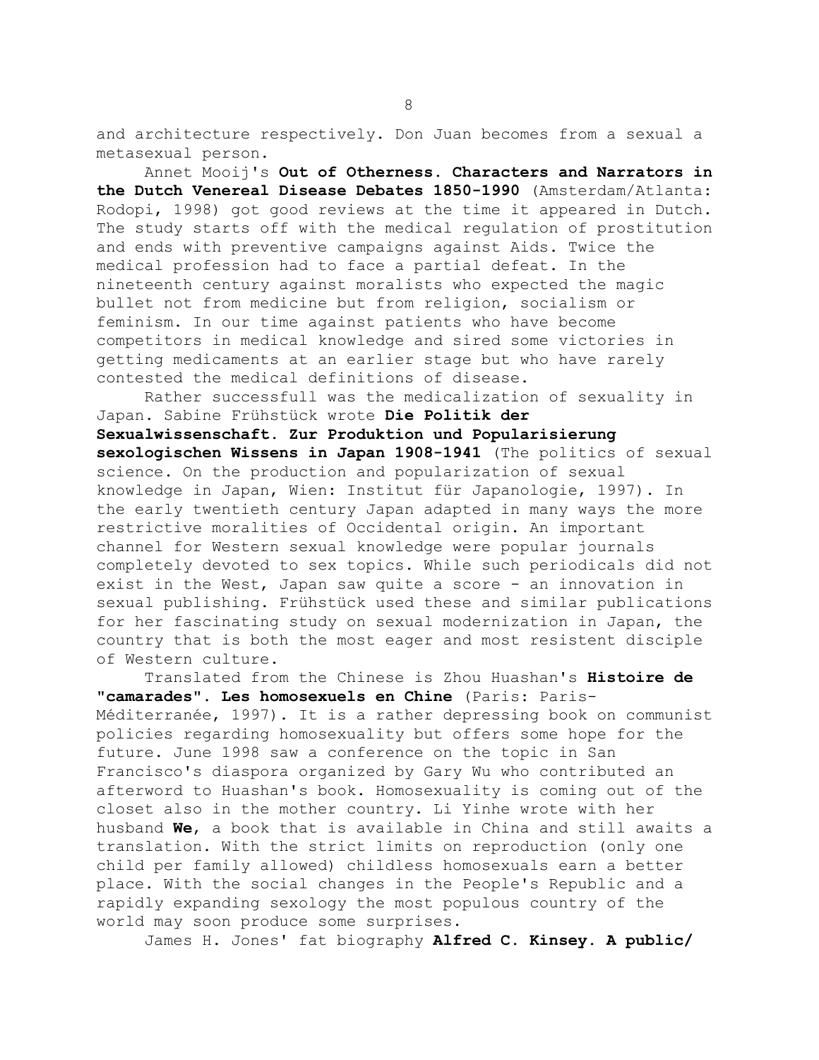and architecture respectively. Don Juan becomes from a sexual a metasexual person.

Annet Mooij's **Out of Otherness. Characters and Narrators in the Dutch Venereal Disease Debates 1850-1990** (Amsterdam/Atlanta: Rodopi, 1998) got good reviews at the time it appeared in Dutch. The study starts off with the medical regulation of prostitution and ends with preventive campaigns against Aids. Twice the medical profession had to face a partial defeat. In the nineteenth century against moralists who expected the magic bullet not from medicine but from religion, socialism or feminism. In our time against patients who have become competitors in medical knowledge and sired some victories in getting medicaments at an earlier stage but who have rarely contested the medical definitions of disease.

Rather successfull was the medicalization of sexuality in Japan. Sabine Frühstück wrote **Die Politik der Sexualwissenschaft. Zur Produktion und Popularisierung sexologischen Wissens in Japan 1908-1941** (The politics of sexual science. On the production and popularization of sexual knowledge in Japan, Wien: Institut für Japanologie, 1997). In the early twentieth century Japan adapted in many ways the more restrictive moralities of Occidental origin. An important channel for Western sexual knowledge were popular journals completely devoted to sex topics. While such periodicals did not exist in the West, Japan saw quite a score - an innovation in sexual publishing. Frühstück used these and similar publications for her fascinating study on sexual modernization in Japan, the country that is both the most eager and most resistent disciple of Western culture.

Translated from the Chinese is Zhou Huashan's **Histoire de "camarades". Les homosexuels en Chine** (Paris: Paris-Méditerranée, 1997). It is a rather depressing book on communist policies regarding homosexuality but offers some hope for the future. June 1998 saw a conference on the topic in San Francisco's diaspora organized by Gary Wu who contributed an afterword to Huashan's book. Homosexuality is coming out of the closet also in the mother country. Li Yinhe wrote with her husband **We**, a book that is available in China and still awaits a translation. With the strict limits on reproduction (only one child per family allowed) childless homosexuals earn a better place. With the social changes in the People's Republic and a rapidly expanding sexology the most populous country of the world may soon produce some surprises.

James H. Jones' fat biography **Alfred C. Kinsey. A public/**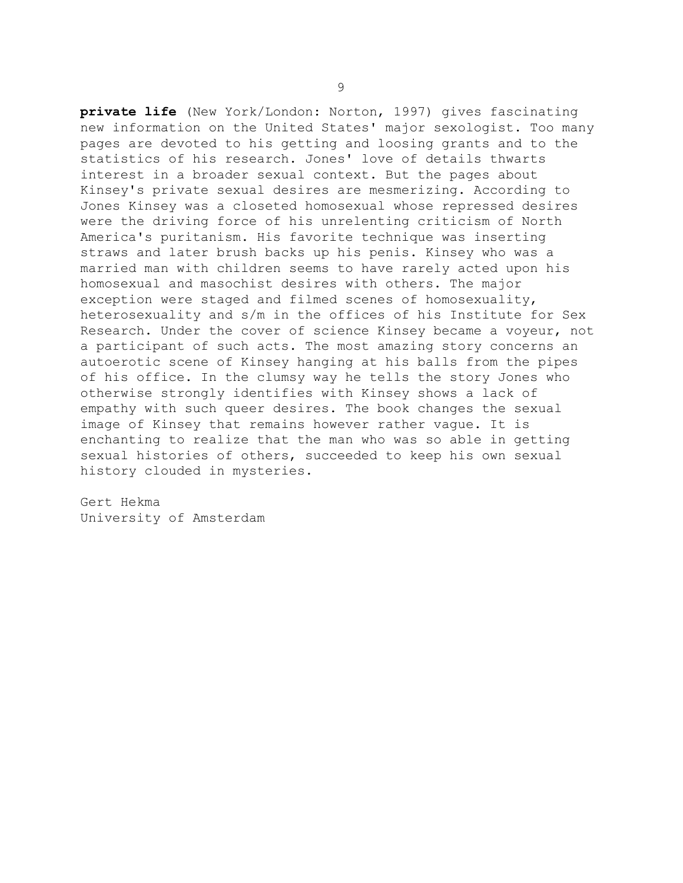**private life** (New York/London: Norton, 1997) gives fascinating new information on the United States' major sexologist. Too many pages are devoted to his getting and loosing grants and to the statistics of his research. Jones' love of details thwarts interest in a broader sexual context. But the pages about Kinsey's private sexual desires are mesmerizing. According to Jones Kinsey was a closeted homosexual whose repressed desires were the driving force of his unrelenting criticism of North America's puritanism. His favorite technique was inserting straws and later brush backs up his penis. Kinsey who was a married man with children seems to have rarely acted upon his homosexual and masochist desires with others. The major exception were staged and filmed scenes of homosexuality, heterosexuality and s/m in the offices of his Institute for Sex Research. Under the cover of science Kinsey became a voyeur, not a participant of such acts. The most amazing story concerns an autoerotic scene of Kinsey hanging at his balls from the pipes of his office. In the clumsy way he tells the story Jones who otherwise strongly identifies with Kinsey shows a lack of empathy with such queer desires. The book changes the sexual image of Kinsey that remains however rather vague. It is enchanting to realize that the man who was so able in getting sexual histories of others, succeeded to keep his own sexual history clouded in mysteries.

Gert Hekma
University of Amsterdam